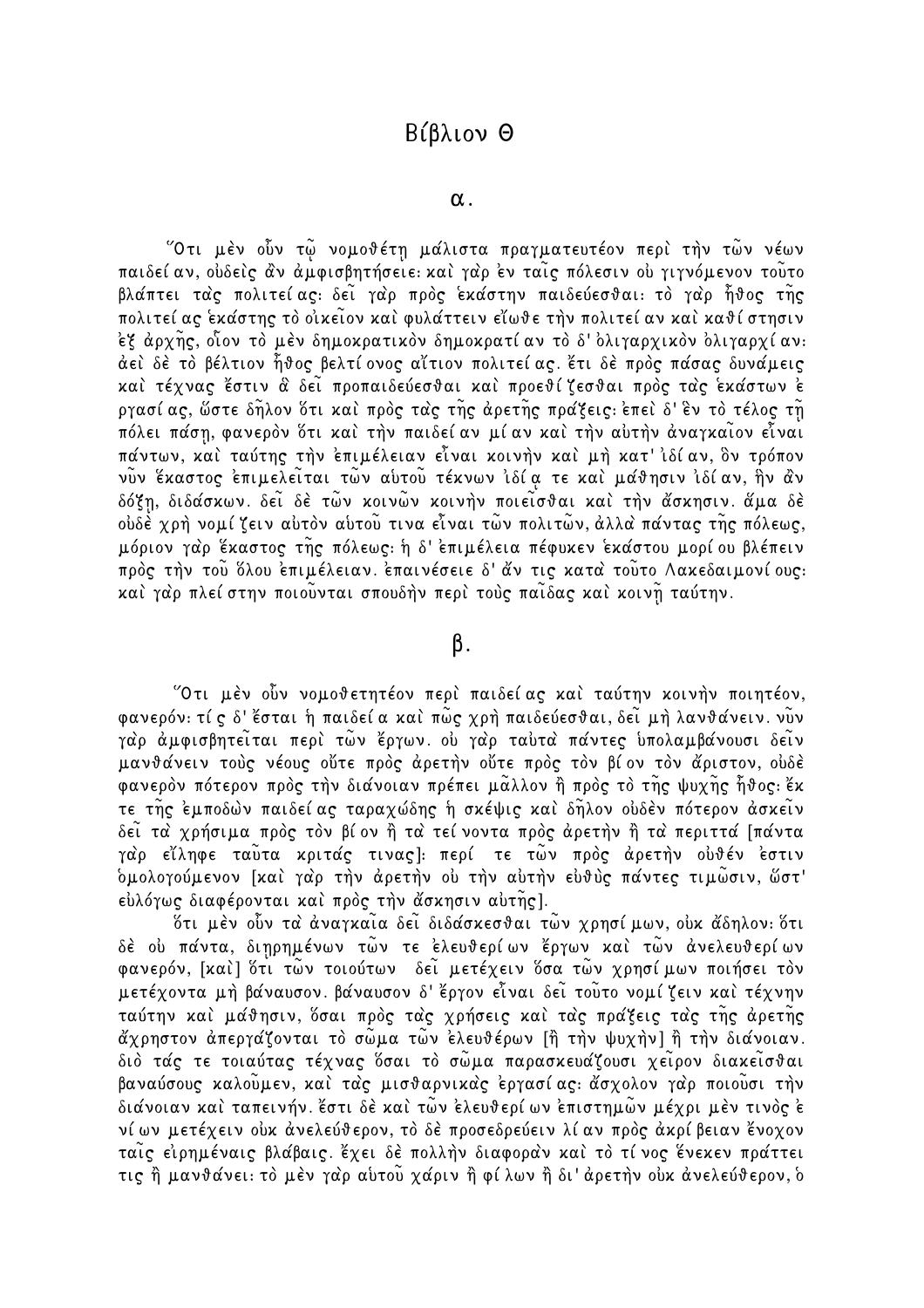# Βίβλιον Θ

## α.

Ὅτι μὲν οὖν τῷ νομοθέτῃ μάλιστα πραγματευτέον περὶ τὴν τῶν νέων παιδείαν, οὐδεὶς ἂν ἀμφισβητήσειε· καὶ γὰρ ἐν ταῖς πόλεσιν οὐ γιγνόμενον τοῦτο βλάπτει τὰς πολιτείας· δεῖ γὰρ πρὸς ἑκάστην παιδεύεσθαι· τὸ γὰρ ἦθος τῆς πολιτείας ἑκάστης τὸ οἰκεῖον καὶ φυλάττειν εἴωθε τὴν πολιτείαν καὶ καθίστησιν ἐξ ἀρχῆς, οἷον τὸ μὲν δημοκρατικὸν δημοκρατίαν τὸ δ' ὀλιγαρχικὸν ὀλιγαρχίαν· ἀεὶ δὲ τὸ βέλτιον ἦθος βελτίονος αἴτιον πολιτείας. ἔτι δὲ πρὸς πάσας δυνάμεις καὶ τέχνας ἔστιν ἃ δεῖ προπαιδεύεσθαι καὶ προεθίζεσθαι πρὸς τὰς ἑκάστων ἐργασίας, ὥστε δῆλον ὅτι καὶ πρὸς τὰς τῆς ἀρετῆς πράξεις· ἐπεὶ δ' ἓν τὸ τέλος τῇ πόλει πάσῃ, φανερὸν ὅτι καὶ τὴν παιδείαν μίαν καὶ τὴν αὐτὴν ἀναγκαῖον εἶναι πάντων, καὶ ταύτης τὴν ἐπιμέλειαν εἶναι κοινὴν καὶ μὴ κατ' ἰδίαν, ὃν τρόπον νῦν ἕκαστος ἐπιμελεῖται τῶν αὑτοῦ τέκνων ἰδίᾳ τε καὶ μάθησιν ἰδίαν, ἣν ἂν δόξῃ, διδάσκων. δεῖ δὲ τῶν κοινῶν κοινὴν ποιεῖσθαι καὶ τὴν ἄσκησιν. ἅμα δὲ οὐδὲ χρὴ νομίζειν αὐτὸν αὑτοῦ τινα εἶναι τῶν πολιτῶν, ἀλλὰ πάντας τῆς πόλεως, μόριον γὰρ ἕκαστος τῆς πόλεως· ἡ δ' ἐπιμέλεια πέφυκεν ἑκάστου μορίου βλέπειν πρὸς τὴν τοῦ ὅλου ἐπιμέλειαν. ἐπαινέσειε δ' ἄν τις κατὰ τοῦτο Λακεδαιμονίους· καὶ γὰρ πλείστην ποιοῦνται σπουδὴν περὶ τοὺς παῖδας καὶ κοινῇ ταύτην.

## β.

Ὅτι μὲν οὖν νομοθετητέον περὶ παιδείας καὶ ταύτην κοινὴν ποιητέον, φανερόν· τίς δ' ἔσται ἡ παιδεία καὶ πῶς χρὴ παιδεύεσθαι, δεῖ μὴ λανθάνειν. νῦν γὰρ ἀμφισβητεῖται περὶ τῶν ἔργων. οὐ γὰρ ταὐτὰ πάντες ὑπολαμβάνουσι δεῖν μανθάνειν τοὺς νέους οὔτε πρὸς ἀρετὴν οὔτε πρὸς τὸν βίον τὸν ἄριστον, οὐδὲ φανερὸν πότερον πρὸς τὴν διάνοιαν πρέπει μᾶλλον ἢ πρὸς τὸ τῆς ψυχῆς ἦθος· ἔκ τε τῆς ἐμποδὼν παιδείας ταραχώδης ἡ σκέψις καὶ δῆλον οὐδὲν πότερον ἀσκεῖν δεῖ τὰ χρήσιμα πρὸς τὸν βίον ἢ τὰ τείνοντα πρὸς ἀρετὴν ἢ τὰ περιττά [πάντα γὰρ εἴληφε ταῦτα κριτάς τινας]· περί τε τῶν πρὸς ἀρετὴν οὐθέν ἐστιν ὁμολογούμενον [καὶ γὰρ τὴν ἀρετὴν οὐ τὴν αὐτὴν εὐθὺς πάντες τιμῶσιν, ὥστ' εὐλόγως διαφέρονται καὶ πρὸς τὴν ἄσκησιν αὐτῆς].

ὅτι μὲν οὖν τὰ ἀναγκαῖα δεῖ διδάσκεσθαι τῶν χρησίμων, οὐκ ἄδηλον· ὅτι δὲ οὐ πάντα, διῃρημένων τῶν τε ἐλευθερίων ἔργων καὶ τῶν ἀνελευθερίων φανερόν, [καὶ] ὅτι τῶν τοιούτων δεῖ μετέχειν ὅσα τῶν χρησίμων ποιήσει τὸν μετέχοντα μὴ βάναυσον. βάναυσον δ' ἔργον εἶναι δεῖ τοῦτο νομίζειν καὶ τέχνην ταύτην καὶ μάθησιν, ὅσαι πρὸς τὰς χρήσεις καὶ τὰς πράξεις τὰς τῆς ἀρετῆς ἄχρηστον ἀπεργάζονται τὸ σῶμα τῶν ἐλευθέρων [ἢ τὴν ψυχὴν] ἢ τὴν διάνοιαν. διὸ τάς τε τοιαύτας τέχνας ὅσαι τὸ σῶμα παρασκευάζουσι χεῖρον διακεῖσθαι βαναύσους καλοῦμεν, καὶ τὰς μισθαρνικὰς ἐργασίας· ἄσχολον γὰρ ποιοῦσι τὴν διάνοιαν καὶ ταπεινήν. ἔστι δὲ καὶ τῶν ἐλευθερίων ἐπιστημῶν μέχρι μὲν τινὸς ἐνίων μετέχειν οὐκ ἀνελεύθερον, τὸ δὲ προσεδρεύειν λίαν πρὸς ἀκρίβειαν ἔνοχον ταῖς εἰρημέναις βλάβαις. ἔχει δὲ πολλὴν διαφορὰν καὶ τὸ τίνος ἕνεκεν πράττει τις ἢ μανθάνει· τὸ μὲν γὰρ αὑτοῦ χάριν ἢ φίλων ἢ δι' ἀρετὴν οὐκ ἀνελεύθερον, ὁ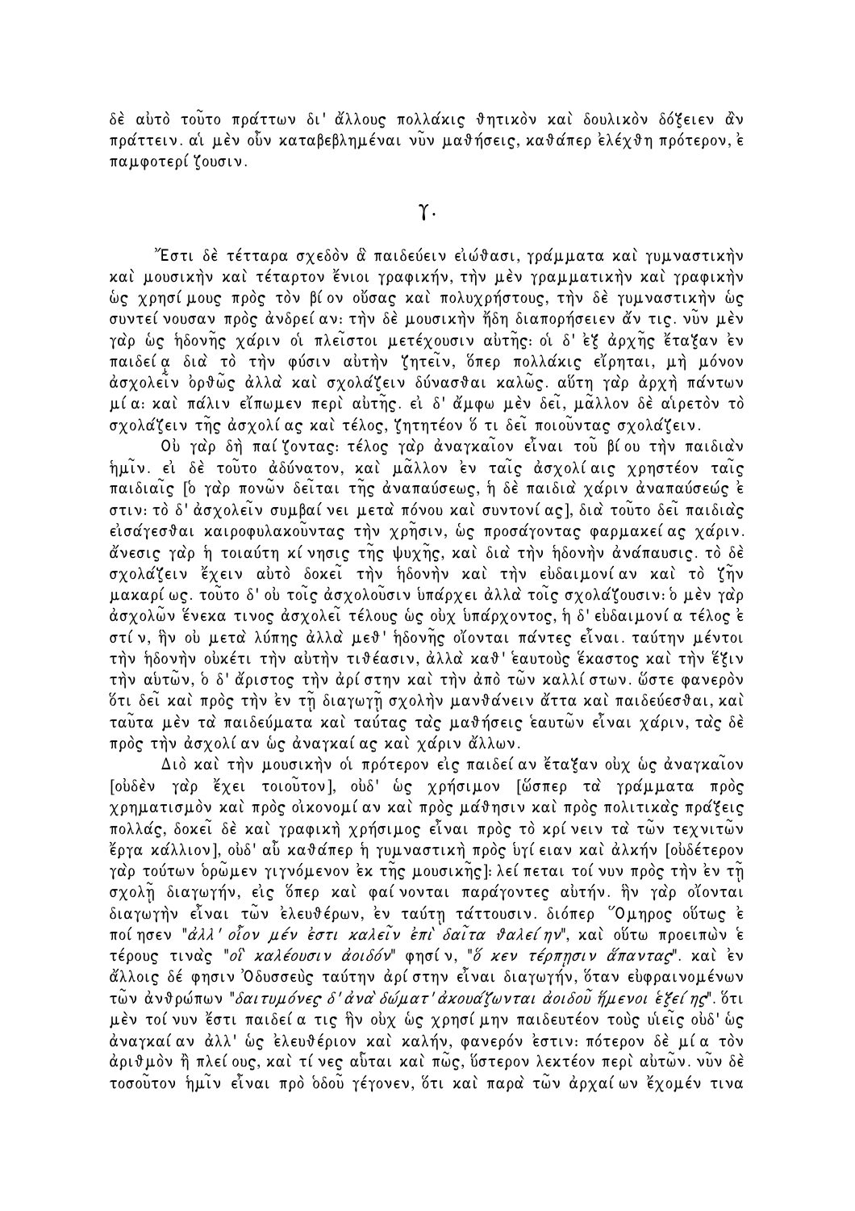δὲ αὐτὸ τοῦτο πράττων δι' ἄλλους πολλάκις θητικὸν καὶ δουλικὸν δόξειεν ἂν πράττειν. αἱ μὲν οὖν καταβεβλημέναι νῦν μαθήσεις, καθάπερ ἐλέχθη πρότερον, ἐπαμφοτερίζουσιν.

## γ.

Ἔστι δὲ τέτταρα σχεδὸν ἃ παιδεύειν εἰώθασι, γράμματα καὶ γυμναστικὴν καὶ μουσικὴν καὶ τέταρτον ἔνιοι γραφικήν, τὴν μὲν γραμματικὴν καὶ γραφικὴν ὡς χρησίμους πρὸς τὸν βίον οὔσας καὶ πολυχρήστους, τὴν δὲ γυμναστικὴν ὡς συντείνουσαν πρὸς ἀνδρείαν: τὴν δὲ μουσικὴν ἤδη διαπορήσειεν ἄν τις. νῦν μὲν γὰρ ὡς ἡδονῆς χάριν οἱ πλεῖστοι μετέχουσιν αὐτῆς: οἱ δ' ἐξ ἀρχῆς ἔταξαν ἐν παιδείᾳ διὰ τὸ τὴν φύσιν αὐτὴν ζητεῖν, ὅπερ πολλάκις εἴρηται, μὴ μόνον ἀσχολεῖν ὀρθῶς ἀλλὰ καὶ σχολάζειν δύνασθαι καλῶς. αὕτη γὰρ ἀρχὴ πάντων μία: καὶ πάλιν εἴπωμεν περὶ αὐτῆς. εἰ δ' ἄμφω μὲν δεῖ, μᾶλλον δὲ αἱρετὸν τὸ σχολάζειν τῆς ἀσχολίας καὶ τέλος, ζητητέον ὅ τι δεῖ ποιοῦντας σχολάζειν.

Οὐ γὰρ δὴ παίζοντας: τέλος γὰρ ἀναγκαῖον εἶναι τοῦ βίου τὴν παιδιὰν ἡμῖν. εἰ δὲ τοῦτο ἀδύνατον, καὶ μᾶλλον ἐν ταῖς ἀσχολίαις χρηστέον ταῖς παιδιαῖς [ὁ γὰρ πονῶν δεῖται τῆς ἀναπαύσεως, ἡ δὲ παιδιὰ χάριν ἀναπαύσεώς ἐστιν: τὸ δ' ἀσχολεῖν συμβαίνει μετὰ πόνου καὶ συντονίας], διὰ τοῦτο δεῖ παιδιὰς εἰσάγεσθαι καιροφυλακοῦντας τὴν χρῆσιν, ὡς προσάγοντας φαρμακείας χάριν. ἄνεσις γὰρ ἡ τοιαύτη κίνησις τῆς ψυχῆς, καὶ διὰ τὴν ἡδονὴν ἀνάπαυσις. τὸ δὲ σχολάζειν ἔχειν αὐτὸ δοκεῖ τὴν ἡδονὴν καὶ τὴν εὐδαιμονίαν καὶ τὸ ζῆν μακαρίως. τοῦτο δ' οὐ τοῖς ἀσχολοῦσιν ὑπάρχει ἀλλὰ τοῖς σχολάζουσιν: ὁ μὲν γὰρ ἀσχολῶν ἕνεκά τινος ἀσχολεῖ τέλους ὡς οὐχ ὑπάρχοντος, ἡ δ' εὐδαιμονία τέλος ἐστίν, ἣν οὐ μετὰ λύπης ἀλλὰ μεθ' ἡδονῆς οἴονται πάντες εἶναι. ταύτην μέντοι τὴν ἡδονὴν οὐκέτι τὴν αὐτὴν τιθέασιν, ἀλλὰ καθ' ἑαυτοὺς ἕκαστος καὶ τὴν ἕξιν τὴν αὑτῶν, ὁ δ' ἄριστος τὴν ἀρίστην καὶ τὴν ἀπὸ τῶν καλλίστων. ὥστε φανερὸν ὅτι δεῖ καὶ πρὸς τὴν ἐν τῇ διαγωγῇ σχολὴν μανθάνειν ἄττα καὶ παιδεύεσθαι, καὶ ταῦτα μὲν τὰ παιδεύματα καὶ ταύτας τὰς μαθήσεις ἑαυτῶν εἶναι χάριν, τὰς δὲ πρὸς τὴν ἀσχολίαν ὡς ἀναγκαίας καὶ χάριν ἄλλων.

Διὸ καὶ τὴν μουσικὴν οἱ πρότερον εἰς παιδείαν ἔταξαν οὐχ ὡς ἀναγκαῖον [οὐδὲν γὰρ ἔχει τοιοῦτον], οὐδ' ὡς χρήσιμον [ὥσπερ τὰ γράμματα πρὸς χρηματισμὸν καὶ πρὸς οἰκονομίαν καὶ πρὸς μάθησιν καὶ πρὸς πολιτικὰς πράξεις πολλάς, δοκεῖ δὲ καὶ γραφικὴ χρήσιμος εἶναι πρὸς τὸ κρίνειν τὰ τῶν τεχνιτῶν ἔργα κάλλιον], οὐδ' αὖ καθάπερ ἡ γυμναστικὴ πρὸς ὑγίειαν καὶ ἀλκήν [οὐδέτερον γὰρ τούτων ὁρῶμεν γιγνόμενον ἐκ τῆς μουσικῆς]: λείπεται τοίνυν πρὸς τὴν ἐν τῇ σχολῇ διαγωγήν, εἰς ὅπερ καὶ φαίνονται παράγοντες αὐτήν. ἣν γὰρ οἴονται διαγωγὴν εἶναι τῶν ἐλευθέρων, ἐν ταύτῃ τάττουσιν. διόπερ Ὅμηρος οὕτως ἐποίησεν "*ἀλλ' οἷον μέν ἐστι καλεῖν ἐπὶ δαῖτα θαλείην*", καὶ οὕτω προειπὼν ἑτέρους τινὰς "*οἳ καλέουσιν ἀοιδόν*" φησίν, "*ὅ κεν τέρπῃσιν ἅπαντας*". καὶ ἐν ἄλλοις δέ φησιν Ὀδυσσεὺς ταύτην ἀρίστην εἶναι διαγωγήν, ὅταν εὐφραινομένων τῶν ἀνθρώπων "*δαιτυμόνες δ' ἀνὰ δώματ' ἀκουάζωνται ἀοιδοῦ ἥμενοι ἑξείης*". ὅτι μὲν τοίνυν ἔστι παιδεία τις ἣν οὐχ ὡς χρησίμην παιδευτέον τοὺς υἱεῖς οὐδ' ὡς ἀναγκαίαν ἀλλ' ὡς ἐλευθέριον καὶ καλήν, φανερόν ἐστιν: πότερον δὲ μία τὸν ἀριθμὸν ἢ πλείους, καὶ τίνες αὗται καὶ πῶς, ὕστερον λεκτέον περὶ αὐτῶν. νῦν δὲ τοσοῦτον ἡμῖν εἶναι πρὸ ὁδοῦ γέγονεν, ὅτι καὶ παρὰ τῶν ἀρχαίων ἔχομέν τινα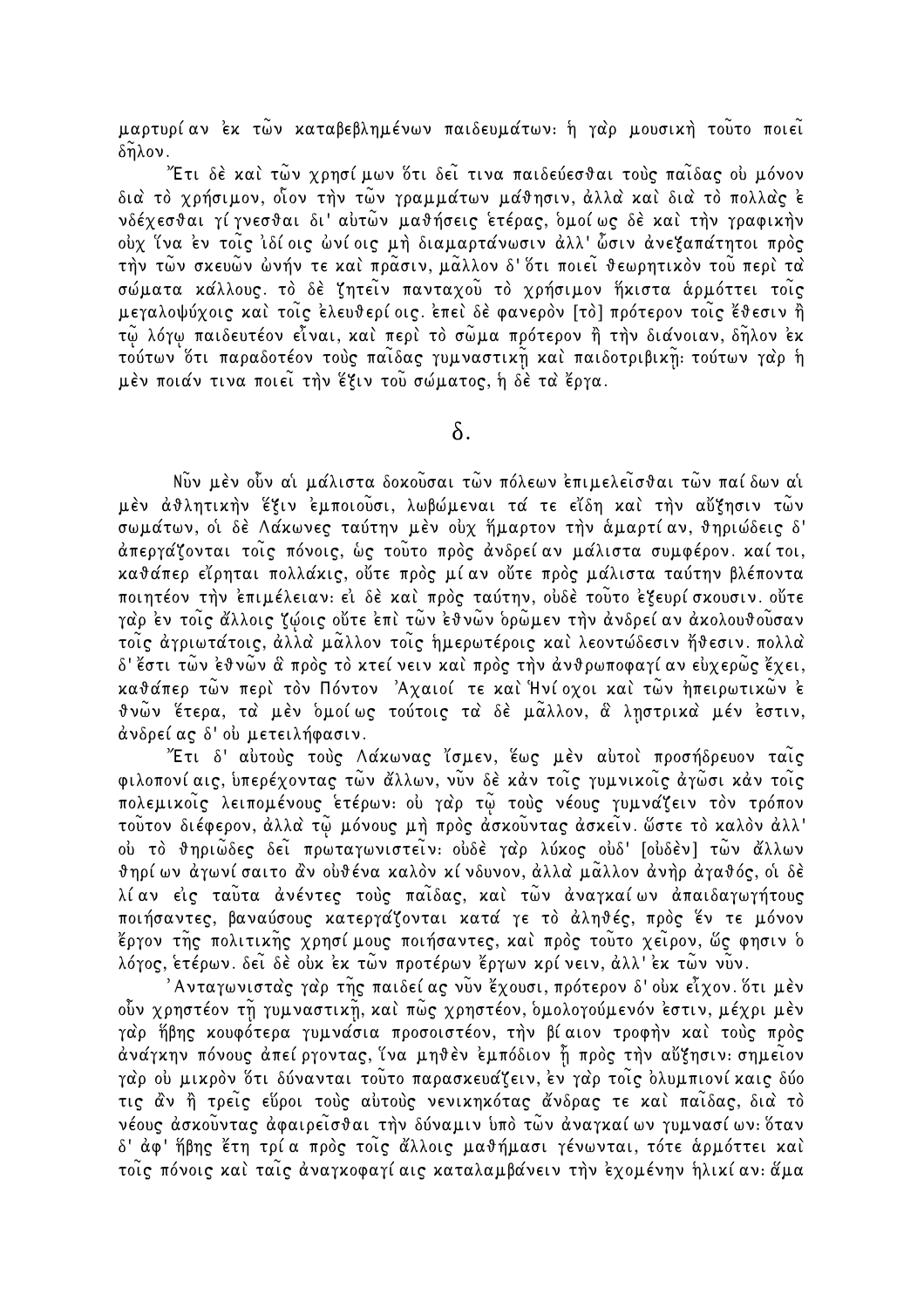μαρτυρίαν ἐκ τῶν καταβεβλημένων παιδευμάτων: ἡ γὰρ μουσικὴ τοῦτο ποιεῖ δῆλον.

Ἔτι δὲ καὶ τῶν χρησίμων ὅτι δεῖ τινα παιδεύεσθαι τοὺς παῖδας οὐ μόνον διὰ τὸ χρήσιμον, οἷον τὴν τῶν γραμμάτων μάθησιν, ἀλλὰ καὶ διὰ τὸ πολλὰς ἐνδέχεσθαι γίγνεσθαι δι' αὐτῶν μαθήσεις ἑτέρας, ὁμοίως δὲ καὶ τὴν γραφικὴν οὐχ ἵνα ἐν τοῖς ἰδίοις ὠνίοις μὴ διαμαρτάνωσιν ἀλλ' ὦσιν ἀνεξαπάτητοι πρὸς τὴν τῶν σκευῶν ὠνήν τε καὶ πρᾶσιν, μᾶλλον δ' ὅτι ποιεῖ θεωρητικὸν τοῦ περὶ τὰ σώματα κάλλους. τὸ δὲ ζητεῖν πανταχοῦ τὸ χρήσιμον ἥκιστα ἁρμόττει τοῖς μεγαλοψύχοις καὶ τοῖς ἐλευθερίοις. ἐπεὶ δὲ φανερὸν [τὸ] πρότερον τοῖς ἔθεσιν ἢ τῷ λόγῳ παιδευτέον εἶναι, καὶ περὶ τὸ σῶμα πρότερον ἢ τὴν διάνοιαν, δῆλον ἐκ τούτων ὅτι παραδοτέον τοὺς παῖδας γυμναστικῇ καὶ παιδοτριβικῇ: τούτων γὰρ ἡ μὲν ποιάν τινα ποιεῖ τὴν ἕξιν τοῦ σώματος, ἡ δὲ τὰ ἔργα.

## δ.

Νῦν μὲν οὖν αἱ μάλιστα δοκοῦσαι τῶν πόλεων ἐπιμελεῖσθαι τῶν παίδων αἱ μὲν ἀθλητικὴν ἕξιν ἐμποιοῦσι, λωβώμεναι τά τε εἴδη καὶ τὴν αὔξησιν τῶν σωμάτων, οἱ δὲ Λάκωνες ταύτην μὲν οὐχ ἥμαρτον τὴν ἁμαρτίαν, θηριώδεις δ' ἀπεργάζονται τοῖς πόνοις, ὡς τοῦτο πρὸς ἀνδρείαν μάλιστα συμφέρον. καίτοι, καθάπερ εἴρηται πολλάκις, οὔτε πρὸς μίαν οὔτε πρὸς μάλιστα ταύτην βλέποντα ποιητέον τὴν ἐπιμέλειαν: εἰ δὲ καὶ πρὸς ταύτην, οὐδὲ τοῦτο ἐξευρίσκουσιν. οὔτε γὰρ ἐν τοῖς ἄλλοις ζῴοις οὔτε ἐπὶ τῶν ἐθνῶν ὁρῶμεν τὴν ἀνδρείαν ἀκολουθοῦσαν τοῖς ἀγριωτάτοις, ἀλλὰ μᾶλλον τοῖς ἡμερωτέροις καὶ λεοντώδεσιν ἤθεσιν. πολλὰ δ' ἔστι τῶν ἐθνῶν ἃ πρὸς τὸ κτείνειν καὶ πρὸς τὴν ἀνθρωποφαγίαν εὐχερῶς ἔχει, καθάπερ τῶν περὶ τὸν Πόντον Ἀχαιοί τε καὶ Ἡνίοχοι καὶ τῶν ἠπειρωτικῶν ἐθνῶν ἕτερα, τὰ μὲν ὁμοίως τούτοις τὰ δὲ μᾶλλον, ἃ ληστρικὰ μέν ἐστιν, ἀνδρείας δ' οὐ μετειλήφασιν.

Ἔτι δ' αὐτοὺς τοὺς Λάκωνας ἴσμεν, ἕως μὲν αὐτοὶ προσήδρευον ταῖς φιλοπονίαις, ὑπερέχοντας τῶν ἄλλων, νῦν δὲ κἀν τοῖς γυμνικοῖς ἀγῶσι κἀν τοῖς πολεμικοῖς λειπομένους ἑτέρων: οὐ γὰρ τῷ τοὺς νέους γυμνάζειν τὸν τρόπον τοῦτον διέφερον, ἀλλὰ τῷ μόνους μὴ πρὸς ἀσκοῦντας ἀσκεῖν. ὥστε τὸ καλὸν ἀλλ' οὐ τὸ θηριῶδες δεῖ πρωταγωνιστεῖν: οὐδὲ γὰρ λύκος οὐδ' [οὐδὲν] τῶν ἄλλων θηρίων ἀγωνίσαιτο ἂν οὐθένα καλὸν κίνδυνον, ἀλλὰ μᾶλλον ἀνὴρ ἀγαθός, οἱ δὲ λίαν εἰς ταῦτα ἀνέντες τοὺς παῖδας, καὶ τῶν ἀναγκαίων ἀπαιδαγωγήτους ποιήσαντες, βαναύσους κατεργάζονται κατά γε τὸ ἀληθές, πρὸς ἕν τε μόνον ἔργον τῆς πολιτικῆς χρησίμους ποιήσαντες, καὶ πρὸς τοῦτο χεῖρον, ὥς φησιν ὁ λόγος, ἑτέρων. δεῖ δὲ οὐκ ἐκ τῶν προτέρων ἔργων κρίνειν, ἀλλ' ἐκ τῶν νῦν.

Ἀνταγωνιστὰς γὰρ τῆς παιδείας νῦν ἔχουσι, πρότερον δ' οὐκ εἶχον. ὅτι μὲν οὖν χρηστέον τῇ γυμναστικῇ, καὶ πῶς χρηστέον, ὁμολογούμενόν ἐστιν, μέχρι μὲν γὰρ ἥβης κουφότερα γυμνάσια προσοιστέον, τὴν βίαιον τροφὴν καὶ τοὺς πρὸς ἀνάγκην πόνους ἀπείργοντας, ἵνα μηθὲν ἐμπόδιον ᾖ πρὸς τὴν αὔξησιν: σημεῖον γὰρ οὐ μικρὸν ὅτι δύνανται τοῦτο παρασκευάζειν, ἐν γὰρ τοῖς ὀλυμπιονίκαις δύο τις ἂν ἢ τρεῖς εὕροι τοὺς αὐτοὺς νενικηκότας ἄνδρας τε καὶ παῖδας, διὰ τὸ νέους ἀσκοῦντας ἀφαιρεῖσθαι τὴν δύναμιν ὑπὸ τῶν ἀναγκαίων γυμνασίων: ὅταν δ' ἀφ' ἥβης ἔτη τρία πρὸς τοῖς ἄλλοις μαθήμασι γένωνται, τότε ἁρμόττει καὶ τοῖς πόνοις καὶ ταῖς ἀναγκοφαγίαις καταλαμβάνειν τὴν ἐχομένην ἡλικίαν: ἅμα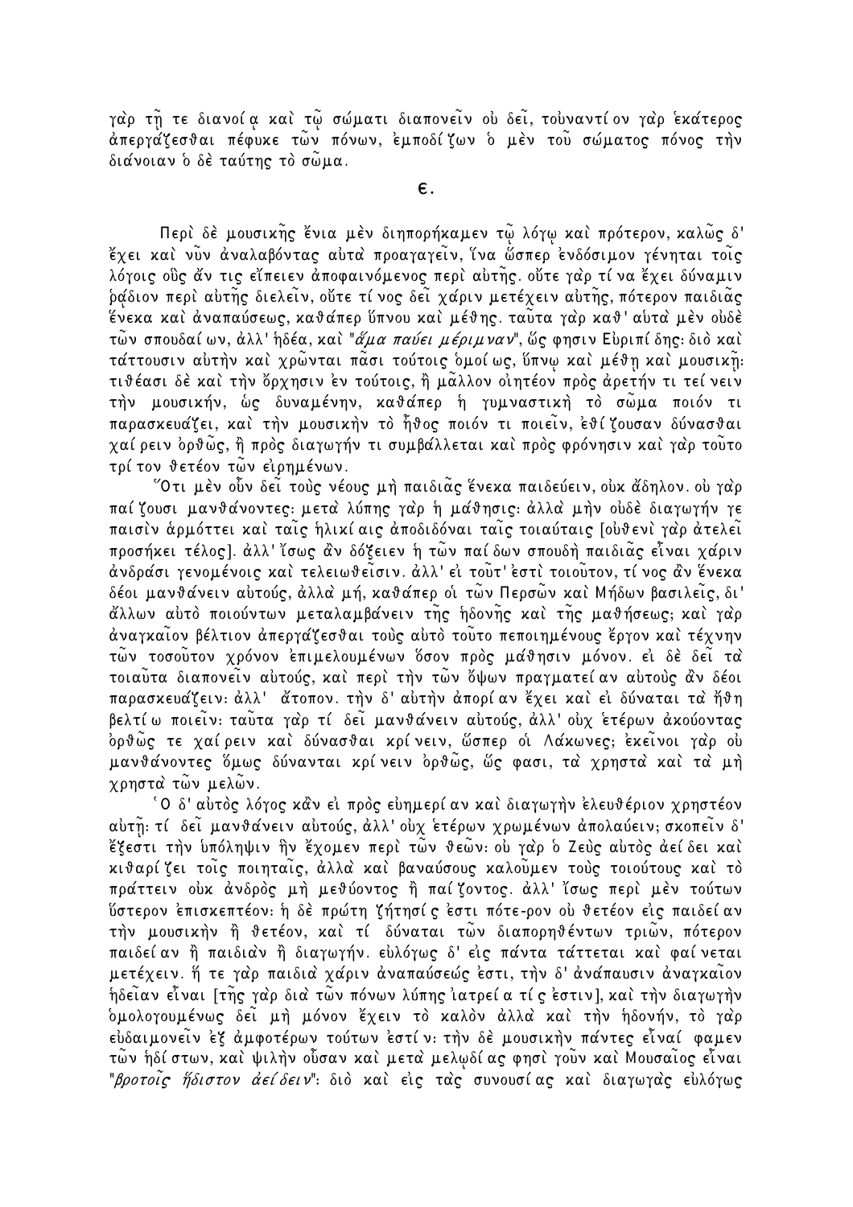γὰρ τῇ τε διανοίᾳ καὶ τῷ σώματι διαπονεῖν οὐ δεῖ, τοὐναντίον γὰρ ἑκάτερος ἀπεργάζεσθαι πέφυκε τῶν πόνων, ἐμποδίζων ὁ μὲν τοῦ σώματος πόνος τὴν διάνοιαν ὁ δὲ ταύτης τὸ σῶμα.

## ε.

Περὶ δὲ μουσικῆς ἔνια μὲν διηπορήκαμεν τῷ λόγῳ καὶ πρότερον, καλῶς δ' ἔχει καὶ νῦν ἀναλαβόντας αὐτὰ προαγαγεῖν, ἵνα ὥσπερ ἐνδόσιμον γένηται τοῖς λόγοις οὓς ἄν τις εἴπειεν ἀποφαινόμενος περὶ αὐτῆς. οὔτε γὰρ τίνα ἔχει δύναμιν ῥᾴδιον περὶ αὐτῆς διελεῖν, οὔτε τίνος δεῖ χάριν μετέχειν αὐτῆς, πότερον παιδιᾶς ἕνεκα καὶ ἀναπαύσεως, καθάπερ ὕπνου καὶ μέθης. ταῦτα γὰρ καθ' αὑτὰ μὲν οὐδὲ τῶν σπουδαίων, ἀλλ' ἡδέα, καὶ "*ἅμα παύει μέριμναν*", ὥς φησιν Εὐριπίδης· διὸ καὶ τάττουσιν αὐτὴν καὶ χρῶνται πᾶσι τούτοις ὁμοίως, ὕπνῳ καὶ μέθῃ καὶ μουσικῇ· τιθέασι δὲ καὶ τὴν ὄρχησιν ἐν τούτοις, ἢ μᾶλλον οἰητέον πρὸς ἀρετήν τι τείνειν τὴν μουσικήν, ὡς δυναμένην, καθάπερ ἡ γυμναστικὴ τὸ σῶμα ποιόν τι παρασκευάζει, καὶ τὴν μουσικὴν τὸ ἦθος ποιόν τι ποιεῖν, ἐθίζουσαν δύνασθαι χαίρειν ὀρθῶς, ἢ πρὸς διαγωγήν τι συμβάλλεται καὶ πρὸς φρόνησιν καὶ γὰρ τοῦτο τρίτον θετέον τῶν εἰρημένων.

Ὅτι μὲν οὖν δεῖ τοὺς νέους μὴ παιδιᾶς ἕνεκα παιδεύειν, οὐκ ἄδηλον. οὐ γὰρ παίζουσι μανθάνοντες· μετὰ λύπης γὰρ ἡ μάθησις· ἀλλὰ μὴν οὐδὲ διαγωγήν γε παισὶν ἁρμόττει καὶ ταῖς ἡλικίαις ἀποδιδόναι ταῖς τοιαύταις [οὐθενὶ γὰρ ἀτελεῖ προσήκει τέλος]. ἀλλ' ἴσως ἂν δόξειεν ἡ τῶν παίδων σπουδὴ παιδιᾶς εἶναι χάριν ἀνδράσι γενομένοις καὶ τελειωθεῖσιν. ἀλλ' εἰ τοῦτ' ἐστὶ τοιοῦτον, τίνος ἂν ἕνεκα δέοι μανθάνειν αὐτούς, ἀλλὰ μή, καθάπερ οἱ τῶν Περσῶν καὶ Μήδων βασιλεῖς, δι' ἄλλων αὐτὸ ποιούντων μεταλαμβάνειν τῆς ἡδονῆς καὶ τῆς μαθήσεως; καὶ γὰρ ἀναγκαῖον βέλτιον ἀπεργάζεσθαι τοὺς αὐτὸ τοῦτο πεποιημένους ἔργον καὶ τέχνην τῶν τοσοῦτον χρόνον ἐπιμελουμένων ὅσον πρὸς μάθησιν μόνον. εἰ δὲ δεῖ τὰ τοιαῦτα διαπονεῖν αὐτούς, καὶ περὶ τὴν τῶν ὄψων πραγματείαν αὐτοὺς ἂν δέοι παρασκευάζειν· ἀλλ' ἄτοπον. τὴν δ' αὐτὴν ἀπορίαν ἔχει καὶ εἰ δύναται τὰ ἤθη βελτίω ποιεῖν· ταῦτα γὰρ τί δεῖ μανθάνειν αὐτούς, ἀλλ' οὐχ ἑτέρων ἀκούοντας ὀρθῶς τε χαίρειν καὶ δύνασθαι κρίνειν, ὥσπερ οἱ Λάκωνες; ἐκεῖνοι γὰρ οὐ μανθάνοντες ὅμως δύνανται κρίνειν ὀρθῶς, ὥς φασι, τὰ χρηστὰ καὶ τὰ μὴ χρηστὰ τῶν μελῶν.

Ὁ δ' αὐτὸς λόγος κἂν εἰ πρὸς εὐημερίαν καὶ διαγωγὴν ἐλευθέριον χρηστέον αὐτῇ· τί δεῖ μανθάνειν αὐτούς, ἀλλ' οὐχ ἑτέρων χρωμένων ἀπολαύειν; σκοπεῖν δ' ἔξεστι τὴν ὑπόληψιν ἣν ἔχομεν περὶ τῶν θεῶν· οὐ γὰρ ὁ Ζεὺς αὐτὸς ἀείδει καὶ κιθαρίζει τοῖς ποιηταῖς, ἀλλὰ καὶ βαναύσους καλοῦμεν τοὺς τοιούτους καὶ τὸ πράττειν οὐκ ἀνδρὸς μὴ μεθύοντος ἢ παίζοντος. ἀλλ' ἴσως περὶ μὲν τούτων ὕστερον ἐπισκεπτέον· ἡ δὲ πρώτη ζήτησίς ἐστι πότε-ρον οὐ θετέον εἰς παιδείαν τὴν μουσικὴν ἢ θετέον, καὶ τί δύναται τῶν διαπορηθέντων τριῶν, πότερον παιδείαν ἢ παιδιὰν ἢ διαγωγήν. εὐλόγως δ' εἰς πάντα τάττεται καὶ φαίνεται μετέχειν. ἥ τε γὰρ παιδιὰ χάριν ἀναπαύσεώς ἐστι, τὴν δ' ἀνάπαυσιν ἀναγκαῖον ἡδεῖαν εἶναι [τῆς γὰρ διὰ τῶν πόνων λύπης ἰατρεία τίς ἐστιν], καὶ τὴν διαγωγὴν ὁμολογουμένως δεῖ μὴ μόνον ἔχειν τὸ καλὸν ἀλλὰ καὶ τὴν ἡδονήν, τὸ γὰρ εὐδαιμονεῖν ἐξ ἀμφοτέρων τούτων ἐστίν· τὴν δὲ μουσικὴν πάντες εἶναί φαμεν τῶν ἡδίστων, καὶ ψιλὴν οὖσαν καὶ μετὰ μελῳδίας φησὶ γοῦν καὶ Μουσαῖος εἶναι "*βροτοῖς ἥδιστον ἀείδειν*"· διὸ καὶ εἰς τὰς συνουσίας καὶ διαγωγὰς εὐλόγως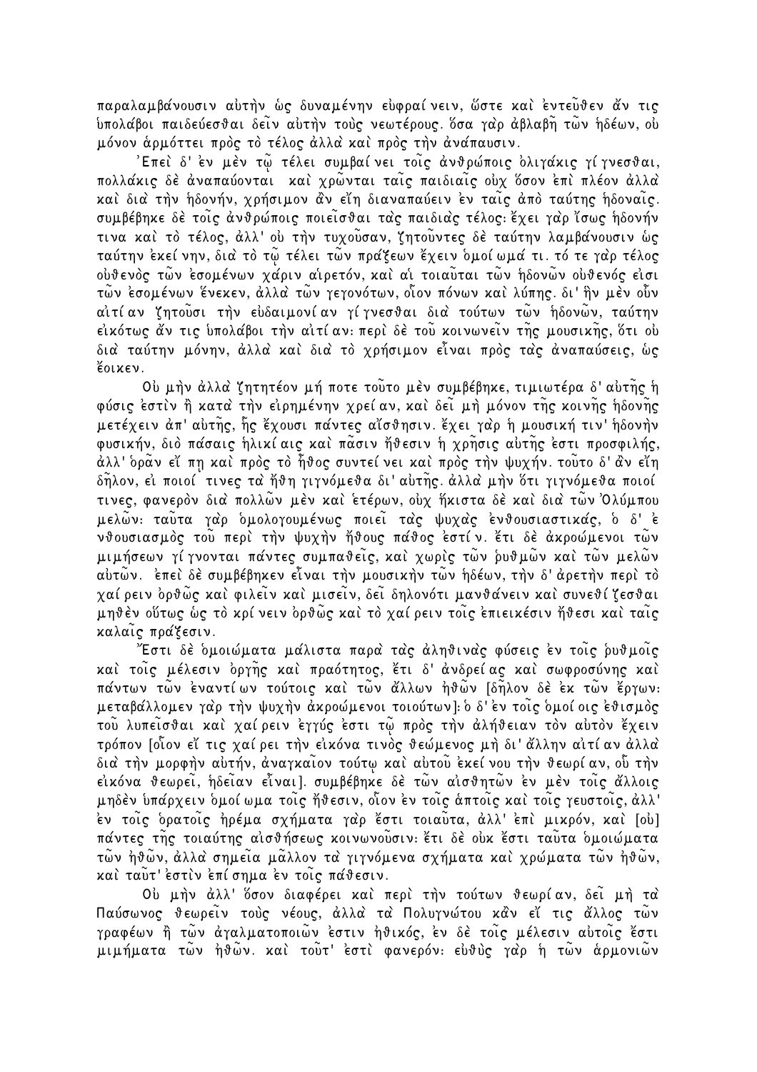παραλαμβάνουσιν αὐτὴν ὡς δυναμένην εὐφραίνειν, ὥστε καὶ ἐντεῦθεν ἄν τις ὑπολάβοι παιδεύεσθαι δεῖν αὐτὴν τοὺς νεωτέρους. ὅσα γὰρ ἀβλαβῆ τῶν ἡδέων, οὐ μόνον ἁρμόττει πρὸς τὸ τέλος ἀλλὰ καὶ πρὸς τὴν ἀνάπαυσιν.

Ἐπεὶ δ' ἐν μὲν τῷ τέλει συμβαίνει τοῖς ἀνθρώποις ὀλιγάκις γίγνεσθαι, πολλάκις δὲ ἀναπαύονται καὶ χρῶνται ταῖς παιδιαῖς οὐχ ὅσον ἐπὶ πλέον ἀλλὰ καὶ διὰ τὴν ἡδονήν, χρήσιμον ἂν εἴη διαναπαύειν ἐν ταῖς ἀπὸ ταύτης ἡδοναῖς. συμβέβηκε δὲ τοῖς ἀνθρώποις ποιεῖσθαι τὰς παιδιὰς τέλος· ἔχει γὰρ ἴσως ἡδονήν τινα καὶ τὸ τέλος, ἀλλ' οὐ τὴν τυχοῦσαν, ζητοῦντες δὲ ταύτην λαμβάνουσιν ὡς ταύτην ἐκείνην, διὰ τὸ τῷ τέλει τῶν πράξεων ἔχειν ὁμοίωμά τι. τό τε γὰρ τέλος οὐθενὸς τῶν ἐσομένων χάριν αἱρετόν, καὶ αἱ τοιαῦται τῶν ἡδονῶν οὐθενός εἰσι τῶν ἐσομένων ἕνεκεν, ἀλλὰ τῶν γεγονότων, οἷον πόνων καὶ λύπης. δι' ἣν μὲν οὖν αἰτίαν ζητοῦσι τὴν εὐδαιμονίαν γίγνεσθαι διὰ τούτων τῶν ἡδονῶν, ταύτην εἰκότως ἄν τις ὑπολάβοι τὴν αἰτίαν· περὶ δὲ τοῦ κοινωνεῖν τῆς μουσικῆς, ὅτι οὐ διὰ ταύτην μόνην, ἀλλὰ καὶ διὰ τὸ χρήσιμον εἶναι πρὸς τὰς ἀναπαύσεις, ὡς ἔοικεν.

Οὐ μὴν ἀλλὰ ζητητέον μή ποτε τοῦτο μὲν συμβέβηκε, τιμιωτέρα δ' αὐτῆς ἡ φύσις ἐστὶν ἢ κατὰ τὴν εἰρημένην χρείαν, καὶ δεῖ μὴ μόνον τῆς κοινῆς ἡδονῆς μετέχειν ἀπ' αὐτῆς, ἧς ἔχουσι πάντες αἴσθησιν. ἔχει γὰρ ἡ μουσική τιν' ἡδονὴν φυσικήν, διὸ πάσαις ἡλικίαις καὶ πᾶσιν ἤθεσιν ἡ χρῆσις αὐτῆς ἐστι προσφιλής, ἀλλ' ὁρᾶν εἴ πῃ καὶ πρὸς τὸ ἦθος συντείνει καὶ πρὸς τὴν ψυχήν. τοῦτο δ' ἂν εἴη δῆλον, εἰ ποιοί τινες τὰ ἤθη γιγνόμεθα δι' αὐτῆς. ἀλλὰ μὴν ὅτι γιγνόμεθα ποιοί τινες, φανερὸν διὰ πολλῶν μὲν καὶ ἑτέρων, οὐχ ἥκιστα δὲ καὶ διὰ τῶν Ὀλύμπου μελῶν· ταῦτα γὰρ ὁμολογουμένως ποιεῖ τὰς ψυχὰς ἐνθουσιαστικάς, ὁ δ' ἐνθουσιασμὸς τοῦ περὶ τὴν ψυχὴν ἤθους πάθος ἐστίν. ἔτι δὲ ἀκροώμενοι τῶν μιμήσεων γίγνονται πάντες συμπαθεῖς, καὶ χωρὶς τῶν ῥυθμῶν καὶ τῶν μελῶν αὐτῶν. ἐπεὶ δὲ συμβέβηκεν εἶναι τὴν μουσικὴν τῶν ἡδέων, τὴν δ' ἀρετὴν περὶ τὸ χαίρειν ὀρθῶς καὶ φιλεῖν καὶ μισεῖν, δεῖ δηλονότι μανθάνειν καὶ συνεθίζεσθαι μηθὲν οὕτως ὡς τὸ κρίνειν ὀρθῶς καὶ τὸ χαίρειν τοῖς ἐπιεικέσιν ἤθεσι καὶ ταῖς καλαῖς πράξεσιν.

Ἔστι δὲ ὁμοιώματα μάλιστα παρὰ τὰς ἀληθινὰς φύσεις ἐν τοῖς ῥυθμοῖς καὶ τοῖς μέλεσιν ὀργῆς καὶ πραότητος, ἔτι δ' ἀνδρείας καὶ σωφροσύνης καὶ πάντων τῶν ἐναντίων τούτοις καὶ τῶν ἄλλων ἠθῶν [δῆλον δὲ ἐκ τῶν ἔργων· μεταβάλλομεν γὰρ τὴν ψυχὴν ἀκροώμενοι τοιούτων]· ὁ δ' ἐν τοῖς ὁμοίοις ἐθισμὸς τοῦ λυπεῖσθαι καὶ χαίρειν ἐγγύς ἐστι τῷ πρὸς τὴν ἀλήθειαν τὸν αὐτὸν ἔχειν τρόπον [οἷον εἴ τις χαίρει τὴν εἰκόνα τινὸς θεώμενος μὴ δι' ἄλλην αἰτίαν ἀλλὰ διὰ τὴν μορφὴν αὐτήν, ἀναγκαῖον τούτῳ καὶ αὐτοῦ ἐκείνου τὴν θεωρίαν, οὗ τὴν εἰκόνα θεωρεῖ, ἡδεῖαν εἶναι]. συμβέβηκε δὲ τῶν αἰσθητῶν ἐν μὲν τοῖς ἄλλοις μηδὲν ὑπάρχειν ὁμοίωμα τοῖς ἤθεσιν, οἷον ἐν τοῖς ἁπτοῖς καὶ τοῖς γευστοῖς, ἀλλ' ἐν τοῖς ὁρατοῖς ἠρέμα σχήματα γὰρ ἔστι τοιαῦτα, ἀλλ' ἐπὶ μικρόν, καὶ [οὐ] πάντες τῆς τοιαύτης αἰσθήσεως κοινωνοῦσιν· ἔτι δὲ οὐκ ἔστι ταῦτα ὁμοιώματα τῶν ἠθῶν, ἀλλὰ σημεῖα μᾶλλον τὰ γιγνόμενα σχήματα καὶ χρώματα τῶν ἠθῶν, καὶ ταῦτ' ἐστὶν ἐπίσημα ἐν τοῖς πάθεσιν.

Οὐ μὴν ἀλλ' ὅσον διαφέρει καὶ περὶ τὴν τούτων θεωρίαν, δεῖ μὴ τὰ Παύσωνος θεωρεῖν τοὺς νέους, ἀλλὰ τὰ Πολυγνώτου κἂν εἴ τις ἄλλος τῶν γραφέων ἢ τῶν ἀγαλματοποιῶν ἐστιν ἠθικός, ἐν δὲ τοῖς μέλεσιν αὐτοῖς ἔστι μιμήματα τῶν ἠθῶν. καὶ τοῦτ' ἐστὶ φανερόν· εὐθὺς γὰρ ἡ τῶν ἁρμονιῶν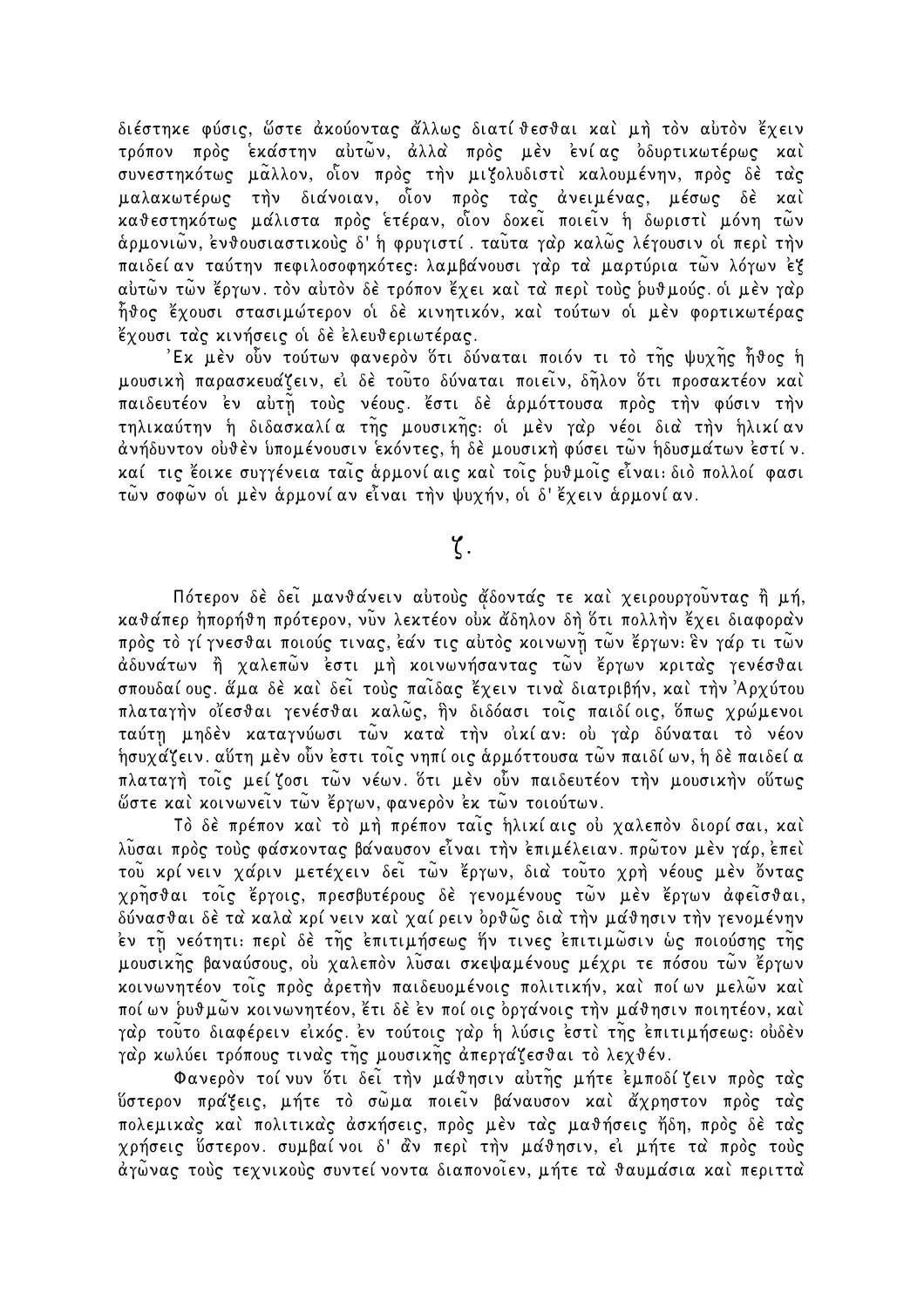διέστηκε φύσις, ὥστε ἀκούοντας ἄλλως διατίθεσθαι καὶ μὴ τὸν αὐτὸν ἔχειν τρόπον πρὸς ἑκάστην αὐτῶν, ἀλλὰ πρὸς μὲν ἐνίας ὀδυρτικωτέρως καὶ συνεστηκότως μᾶλλον, οἷον πρὸς τὴν μιξολυδιστὶ καλουμένην, πρὸς δὲ τὰς μαλακωτέρως τὴν διάνοιαν, οἷον πρὸς τὰς ἀνειμένας, μέσως δὲ καὶ καθεστηκότως μάλιστα πρὸς ἑτέραν, οἷον δοκεῖ ποιεῖν ἡ δωριστὶ μόνη τῶν ἁρμονιῶν, ἐνθουσιαστικοὺς δ' ἡ φρυγιστί. ταῦτα γὰρ καλῶς λέγουσιν οἱ περὶ τὴν παιδείαν ταύτην πεφιλοσοφηκότες: λαμβάνουσι γὰρ τὰ μαρτύρια τῶν λόγων ἐξ αὐτῶν τῶν ἔργων. τὸν αὐτὸν δὲ τρόπον ἔχει καὶ τὰ περὶ τοὺς ῥυθμούς. οἱ μὲν γὰρ ἦθος ἔχουσι στασιμώτερον οἱ δὲ κινητικόν, καὶ τούτων οἱ μὲν φορτικωτέρας ἔχουσι τὰς κινήσεις οἱ δὲ ἐλευθεριωτέρας.

Ἐκ μὲν οὖν τούτων φανερὸν ὅτι δύναται ποιόν τι τὸ τῆς ψυχῆς ἦθος ἡ μουσικὴ παρασκευάζειν, εἰ δὲ τοῦτο δύναται ποιεῖν, δῆλον ὅτι προσακτέον καὶ παιδευτέον ἐν αὐτῇ τοὺς νέους. ἔστι δὲ ἁρμόττουσα πρὸς τὴν φύσιν τὴν τηλικαύτην ἡ διδασκαλία τῆς μουσικῆς: οἱ μὲν γὰρ νέοι διὰ τὴν ἡλικίαν ἀνήδυντον οὐθὲν ὑπομένουσιν ἑκόντες, ἡ δὲ μουσικὴ φύσει τῶν ἡδυσμάτων ἐστίν. καί τις ἔοικε συγγένεια ταῖς ἁρμονίαις καὶ τοῖς ῥυθμοῖς εἶναι: διὸ πολλοί φασι τῶν σοφῶν οἱ μὲν ἁρμονίαν εἶναι τὴν ψυχήν, οἱ δ' ἔχειν ἁρμονίαν.

## ζ.

Πότερον δὲ δεῖ μανθάνειν αὐτοὺς ᾄδοντάς τε καὶ χειρουργοῦντας ἢ μή, καθάπερ ἠπορήθη πρότερον, νῦν λεκτέον οὐκ ἄδηλον δὴ ὅτι πολλὴν ἔχει διαφορὰν πρὸς τὸ γίγνεσθαι ποιούς τινας, ἐάν τις αὐτὸς κοινωνῇ τῶν ἔργων: ἕν γάρ τι τῶν ἀδυνάτων ἢ χαλεπῶν ἐστι μὴ κοινωνήσαντας τῶν ἔργων κριτὰς γενέσθαι σπουδαίους. ἅμα δὲ καὶ δεῖ τοὺς παῖδας ἔχειν τινὰ διατριβήν, καὶ τὴν Ἀρχύτου πλαταγὴν οἴεσθαι γενέσθαι καλῶς, ἣν διδόασι τοῖς παιδίοις, ὅπως χρώμενοι ταύτῃ μηδὲν καταγνύωσι τῶν κατὰ τὴν οἰκίαν: οὐ γὰρ δύναται τὸ νέον ἡσυχάζειν. αὕτη μὲν οὖν ἐστι τοῖς νηπίοις ἁρμόττουσα τῶν παιδίων, ἡ δὲ παιδεία πλαταγὴ τοῖς μείζοσι τῶν νέων. ὅτι μὲν οὖν παιδευτέον τὴν μουσικὴν οὕτως ὥστε καὶ κοινωνεῖν τῶν ἔργων, φανερὸν ἐκ τῶν τοιούτων.

Τὸ δὲ πρέπον καὶ τὸ μὴ πρέπον ταῖς ἡλικίαις οὐ χαλεπὸν διορίσαι, καὶ λῦσαι πρὸς τοὺς φάσκοντας βάναυσον εἶναι τὴν ἐπιμέλειαν. πρῶτον μὲν γάρ, ἐπεὶ τοῦ κρίνειν χάριν μετέχειν δεῖ τῶν ἔργων, διὰ τοῦτο χρὴ νέους μὲν ὄντας χρῆσθαι τοῖς ἔργοις, πρεσβυτέρους δὲ γενομένους τῶν μὲν ἔργων ἀφεῖσθαι, δύνασθαι δὲ τὰ καλὰ κρίνειν καὶ χαίρειν ὀρθῶς διὰ τὴν μάθησιν τὴν γενομένην ἐν τῇ νεότητι: περὶ δὲ τῆς ἐπιτιμήσεως ἥν τινες ἐπιτιμῶσιν ὡς ποιούσης τῆς μουσικῆς βαναύσους, οὐ χαλεπὸν λῦσαι σκεψαμένους μέχρι τε πόσου τῶν ἔργων κοινωνητέον τοῖς πρὸς ἀρετὴν παιδευομένοις πολιτικήν, καὶ ποίων μελῶν καὶ ποίων ῥυθμῶν κοινωνητέον, ἔτι δὲ ἐν ποίοις ὀργάνοις τὴν μάθησιν ποιητέον, καὶ γὰρ τοῦτο διαφέρειν εἰκός. ἐν τούτοις γὰρ ἡ λύσις ἐστὶ τῆς ἐπιτιμήσεως: οὐδὲν γὰρ κωλύει τρόπους τινὰς τῆς μουσικῆς ἀπεργάζεσθαι τὸ λεχθέν.

Φανερὸν τοίνυν ὅτι δεῖ τὴν μάθησιν αὐτῆς μήτε ἐμποδίζειν πρὸς τὰς ὕστερον πράξεις, μήτε τὸ σῶμα ποιεῖν βάναυσον καὶ ἄχρηστον πρὸς τὰς πολεμικὰς καὶ πολιτικὰς ἀσκήσεις, πρὸς μὲν τὰς μαθήσεις ἤδη, πρὸς δὲ τὰς χρήσεις ὕστερον. συμβαίνοι δ' ἂν περὶ τὴν μάθησιν, εἰ μήτε τὰ πρὸς τοὺς ἀγῶνας τοὺς τεχνικοὺς συντείνοντα διαπονοῖεν, μήτε τὰ θαυμάσια καὶ περιττὰ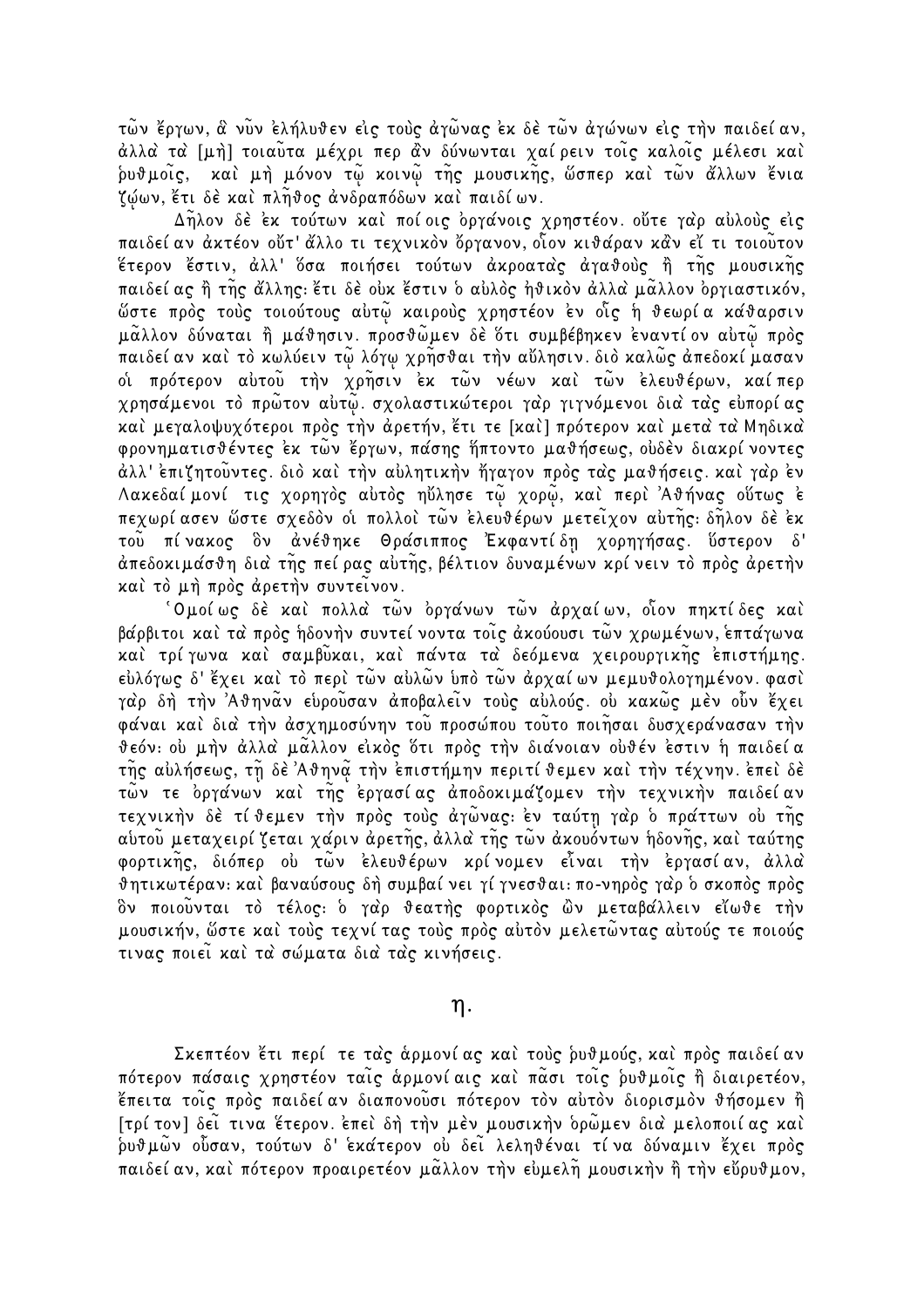τῶν ἔργων, ἃ νῦν ἐλήλυθεν εἰς τοὺς ἀγῶνας ἐκ δὲ τῶν ἀγώνων εἰς τὴν παιδείαν, ἀλλὰ τὰ [μὴ] τοιαῦτα μέχρι περ ἂν δύνωνται χαίρειν τοῖς καλοῖς μέλεσι καὶ ῥυθμοῖς, καὶ μὴ μόνον τῷ κοινῷ τῆς μουσικῆς, ὥσπερ καὶ τῶν ἄλλων ἔνια ζῴων, ἔτι δὲ καὶ πλῆθος ἀνδραπόδων καὶ παιδίων.

Δῆλον δὲ ἐκ τούτων καὶ ποίοις ὀργάνοις χρηστέον. οὔτε γὰρ αὐλοὺς εἰς παιδείαν ἀκτέον οὔτ' ἄλλο τι τεχνικὸν ὄργανον, οἷον κιθάραν κἂν εἴ τι τοιοῦτον ἕτερον ἔστιν, ἀλλ' ὅσα ποιήσει τούτων ἀκροατὰς ἀγαθοὺς ἢ τῆς μουσικῆς παιδείας ἢ τῆς ἄλλης· ἔτι δὲ οὐκ ἔστιν ὁ αὐλὸς ἠθικὸν ἀλλὰ μᾶλλον ὀργιαστικόν, ὥστε πρὸς τοὺς τοιούτους αὐτῷ καιροὺς χρηστέον ἐν οἷς ἡ θεωρία κάθαρσιν μᾶλλον δύναται ἢ μάθησιν. προσθῶμεν δὲ ὅτι συμβέβηκεν ἐναντίον αὐτῷ πρὸς παιδείαν καὶ τὸ κωλύειν τῷ λόγῳ χρῆσθαι τὴν αὔλησιν. διὸ καλῶς ἀπεδοκίμασαν οἱ πρότερον αὐτοῦ τὴν χρῆσιν ἐκ τῶν νέων καὶ τῶν ἐλευθέρων, καίπερ χρησάμενοι τὸ πρῶτον αὐτῷ. σχολαστικώτεροι γὰρ γιγνόμενοι διὰ τὰς εὐπορίας καὶ μεγαλοψυχότεροι πρὸς τὴν ἀρετήν, ἔτι τε [καὶ] πρότερον καὶ μετὰ τὰ Μηδικὰ φρονηματισθέντες ἐκ τῶν ἔργων, πάσης ἥπτοντο μαθήσεως, οὐδὲν διακρίνοντες ἀλλ' ἐπιζητοῦντες. διὸ καὶ τὴν αὐλητικὴν ἤγαγον πρὸς τὰς μαθήσεις. καὶ γὰρ ἐν Λακεδαίμονί τις χορηγὸς αὐτὸς ηὔλησε τῷ χορῷ, καὶ περὶ Ἀθήνας οὕτως ἐπεχωρίασεν ὥστε σχεδὸν οἱ πολλοὶ τῶν ἐλευθέρων μετεῖχον αὐτῆς· δῆλον δὲ ἐκ τοῦ πίνακος ὃν ἀνέθηκε Θράσιππος Ἐκφαντίδῃ χορηγήσας. ὕστερον δ' ἀπεδοκιμάσθη διὰ τῆς πείρας αὐτῆς, βέλτιον δυναμένων κρίνειν τὸ πρὸς ἀρετὴν καὶ τὸ μὴ πρὸς ἀρετὴν συντεῖνον.

Ὁμοίως δὲ καὶ πολλὰ τῶν ὀργάνων τῶν ἀρχαίων, οἷον πηκτίδες καὶ βάρβιτοι καὶ τὰ πρὸς ἡδονὴν συντείνοντα τοῖς ἀκούουσι τῶν χρωμένων, ἑπτάγωνα καὶ τρίγωνα καὶ σαμβῦκαι, καὶ πάντα τὰ δεόμενα χειρουργικῆς ἐπιστήμης. εὐλόγως δ' ἔχει καὶ τὸ περὶ τῶν αὐλῶν ὑπὸ τῶν ἀρχαίων μεμυθολογημένον. φασὶ γὰρ δὴ τὴν Ἀθηνᾶν εὑροῦσαν ἀποβαλεῖν τοὺς αὐλούς. οὐ κακῶς μὲν οὖν ἔχει φάναι καὶ διὰ τὴν ἀσχημοσύνην τοῦ προσώπου τοῦτο ποιῆσαι δυσχεράνασαν τὴν θεόν· οὐ μὴν ἀλλὰ μᾶλλον εἰκὸς ὅτι πρὸς τὴν διάνοιαν οὐθέν ἐστιν ἡ παιδεία τῆς αὐλήσεως, τῇ δὲ Ἀθηνᾷ τὴν ἐπιστήμην περιτίθεμεν καὶ τὴν τέχνην. ἐπεὶ δὲ τῶν τε ὀργάνων καὶ τῆς ἐργασίας ἀποδοκιμάζομεν τὴν τεχνικὴν παιδείαν τεχνικὴν δὲ τίθεμεν τὴν πρὸς τοὺς ἀγῶνας· ἐν ταύτῃ γὰρ ὁ πράττων οὐ τῆς αὐτοῦ μεταχειρίζεται χάριν ἀρετῆς, ἀλλὰ τῆς τῶν ἀκουόντων ἡδονῆς, καὶ ταύτης φορτικῆς, διόπερ οὐ τῶν ἐλευθέρων κρίνομεν εἶναι τὴν ἐργασίαν, ἀλλὰ θητικωτέραν· καὶ βαναύσους δὴ συμβαίνει γίγνεσθαι· πο-νηρὸς γὰρ ὁ σκοπὸς πρὸς ὃν ποιοῦνται τὸ τέλος· ὁ γὰρ θεατὴς φορτικὸς ὢν μεταβάλλειν εἴωθε τὴν μουσικήν, ὥστε καὶ τοὺς τεχνίτας τοὺς πρὸς αὐτὸν μελετῶντας αὐτούς τε ποιούς τινας ποιεῖ καὶ τὰ σώματα διὰ τὰς κινήσεις.

## η.

Σκεπτέον ἔτι περί τε τὰς ἁρμονίας καὶ τοὺς ῥυθμούς, καὶ πρὸς παιδείαν πότερον πάσαις χρηστέον ταῖς ἁρμονίαις καὶ πᾶσι τοῖς ῥυθμοῖς ἢ διαιρετέον, ἔπειτα τοῖς πρὸς παιδείαν διαπονοῦσι πότερον τὸν αὐτὸν διορισμὸν θήσομεν ἢ [τρίτον] δεῖ τινα ἕτερον. ἐπεὶ δὴ τὴν μὲν μουσικὴν ὁρῶμεν διὰ μελοποιίας καὶ ῥυθμῶν οὖσαν, τούτων δ' ἑκάτερον οὐ δεῖ λεληθέναι τίνα δύναμιν ἔχει πρὸς παιδείαν, καὶ πότερον προαιρετέον μᾶλλον τὴν εὐμελῆ μουσικὴν ἢ τὴν εὔρυθμον,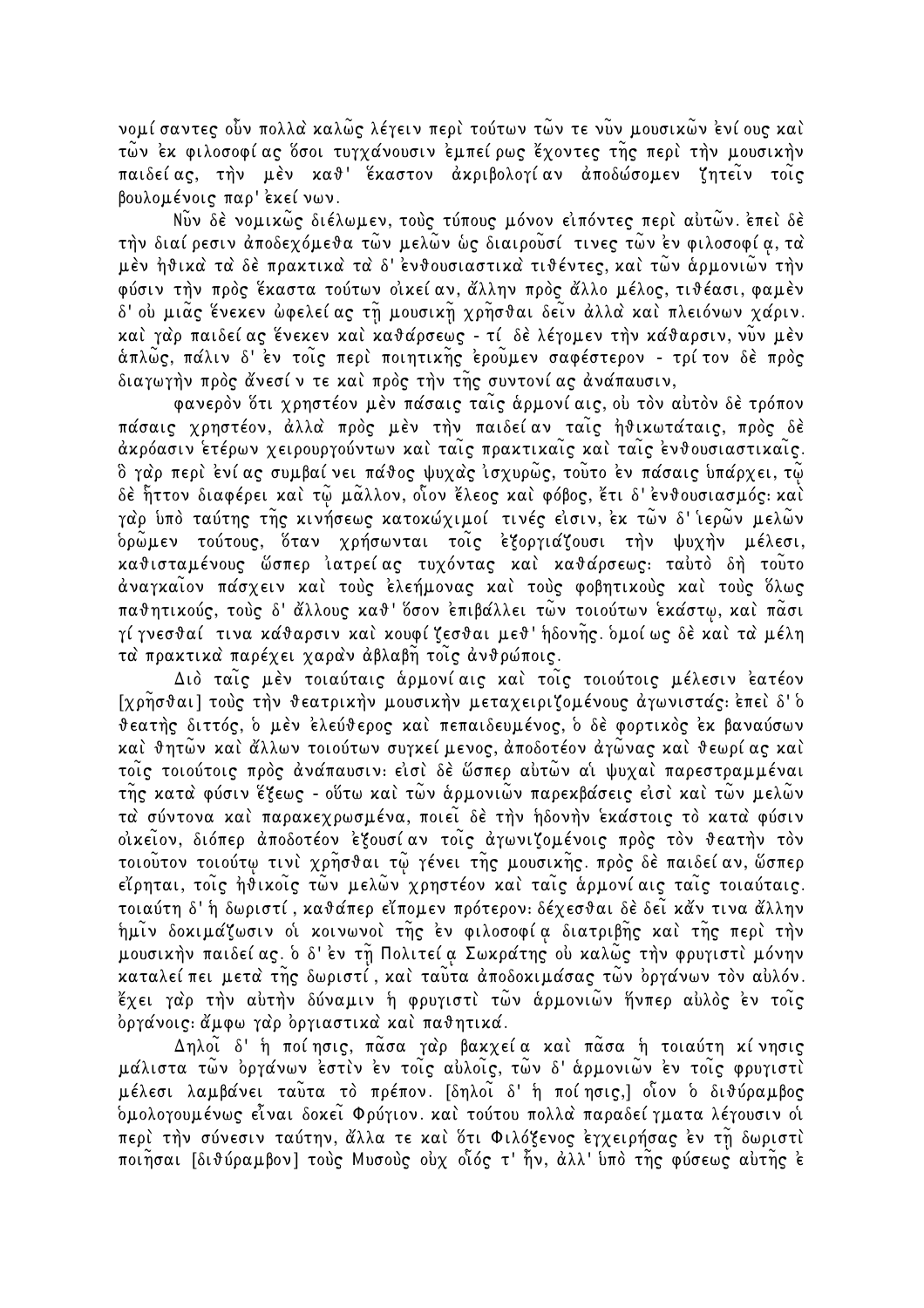νομίσαντες οὖν πολλὰ καλῶς λέγειν περὶ τούτων τῶν τε νῦν μουσικῶν ἐνίους καὶ τῶν ἐκ φιλοσοφίας ὅσοι τυγχάνουσιν ἐμπείρως ἔχοντες τῆς περὶ τὴν μουσικὴν παιδείας, τὴν μὲν καθ' ἕκαστον ἀκριβολογίαν ἀποδώσομεν ζητεῖν τοῖς βουλομένοις παρ' ἐκείνων.

Νῦν δὲ νομικῶς διέλωμεν, τοὺς τύπους μόνον εἰπόντες περὶ αὐτῶν. ἐπεὶ δὲ τὴν διαίρεσιν ἀποδεχόμεθα τῶν μελῶν ὡς διαιροῦσί τινες τῶν ἐν φιλοσοφίᾳ, τὰ μὲν ἠθικὰ τὰ δὲ πρακτικὰ τὰ δ' ἐνθουσιαστικὰ τιθέντες, καὶ τῶν ἁρμονιῶν τὴν φύσιν τὴν πρὸς ἕκαστα τούτων οἰκείαν, ἄλλην πρὸς ἄλλο μέλος, τιθέασι, φαμὲν δ' οὐ μιᾶς ἕνεκεν ὠφελείας τῇ μουσικῇ χρῆσθαι δεῖν ἀλλὰ καὶ πλειόνων χάριν. καὶ γὰρ παιδείας ἕνεκεν καὶ καθάρσεως - τί δὲ λέγομεν τὴν κάθαρσιν, νῦν μὲν ἁπλῶς, πάλιν δ' ἐν τοῖς περὶ ποιητικῆς ἐροῦμεν σαφέστερον - τρίτον δὲ πρὸς διαγωγὴν πρὸς ἄνεσίν τε καὶ πρὸς τὴν τῆς συντονίας ἀνάπαυσιν,

φανερὸν ὅτι χρηστέον μὲν πάσαις ταῖς ἁρμονίαις, οὐ τὸν αὐτὸν δὲ τρόπον πάσαις χρηστέον, ἀλλὰ πρὸς μὲν τὴν παιδείαν ταῖς ἠθικωτάταις, πρὸς δὲ ἀκρόασιν ἑτέρων χειρουργούντων καὶ ταῖς πρακτικαῖς καὶ ταῖς ἐνθουσιαστικαῖς. ὃ γὰρ περὶ ἐνίας συμβαίνει πάθος ψυχὰς ἰσχυρῶς, τοῦτο ἐν πάσαις ὑπάρχει, τῷ δὲ ἧττον διαφέρει καὶ τῷ μᾶλλον, οἷον ἔλεος καὶ φόβος, ἔτι δ' ἐνθουσιασμός: καὶ γὰρ ὑπὸ ταύτης τῆς κινήσεως κατοκώχιμοί τινές εἰσιν, ἐκ τῶν δ' ἱερῶν μελῶν ὁρῶμεν τούτους, ὅταν χρήσωνται τοῖς ἐξοργιάζουσι τὴν ψυχὴν μέλεσι, καθισταμένους ὥσπερ ἰατρείας τυχόντας καὶ καθάρσεως: ταὐτὸ δὴ τοῦτο ἀναγκαῖον πάσχειν καὶ τοὺς ἐλεήμονας καὶ τοὺς φοβητικοὺς καὶ τοὺς ὅλως παθητικούς, τοὺς δ' ἄλλους καθ' ὅσον ἐπιβάλλει τῶν τοιούτων ἑκάστῳ, καὶ πᾶσι γίγνεσθαί τινα κάθαρσιν καὶ κουφίζεσθαι μεθ' ἡδονῆς. ὁμοίως δὲ καὶ τὰ μέλη τὰ πρακτικὰ παρέχει χαρὰν ἀβλαβῆ τοῖς ἀνθρώποις.

Διὸ ταῖς μὲν τοιαύταις ἁρμονίαις καὶ τοῖς τοιούτοις μέλεσιν ἑατέον [χρῆσθαι] τοὺς τὴν θεατρικὴν μουσικὴν μεταχειριζομένους ἀγωνιστάς: ἐπεὶ δ' ὁ θεατὴς διττός, ὁ μὲν ἐλεύθερος καὶ πεπαιδευμένος, ὁ δὲ φορτικὸς ἐκ βαναύσων καὶ θητῶν καὶ ἄλλων τοιούτων συγκείμενος, ἀποδοτέον ἀγῶνας καὶ θεωρίας καὶ τοῖς τοιούτοις πρὸς ἀνάπαυσιν: εἰσὶ δὲ ὥσπερ αὐτῶν αἱ ψυχαὶ παρεστραμμέναι τῆς κατὰ φύσιν ἕξεως - οὕτω καὶ τῶν ἁρμονιῶν παρεκβάσεις εἰσὶ καὶ τῶν μελῶν τὰ σύντονα καὶ παρακεχρωσμένα, ποιεῖ δὲ τὴν ἡδονὴν ἑκάστοις τὸ κατὰ φύσιν οἰκεῖον, διόπερ ἀποδοτέον ἐξουσίαν τοῖς ἀγωνιζομένοις πρὸς τὸν θεατὴν τὸν τοιοῦτον τοιούτῳ τινὶ χρῆσθαι τῷ γένει τῆς μουσικῆς. πρὸς δὲ παιδείαν, ὥσπερ εἴρηται, τοῖς ἠθικοῖς τῶν μελῶν χρηστέον καὶ ταῖς ἁρμονίαις ταῖς τοιαύταις. τοιαύτη δ' ἡ δωριστί, καθάπερ εἴπομεν πρότερον: δέχεσθαι δὲ δεῖ κἄν τινα ἄλλην ἡμῖν δοκιμάζωσιν οἱ κοινωνοὶ τῆς ἐν φιλοσοφίᾳ διατριβῆς καὶ τῆς περὶ τὴν μουσικὴν παιδείας. ὁ δ' ἐν τῇ Πολιτείᾳ Σωκράτης οὐ καλῶς τὴν φρυγιστὶ μόνην καταλείπει μετὰ τῆς δωριστί, καὶ ταῦτα ἀποδοκιμάσας τῶν ὀργάνων τὸν αὐλόν. ἔχει γὰρ τὴν αὐτὴν δύναμιν ἡ φρυγιστὶ τῶν ἁρμονιῶν ἥνπερ αὐλὸς ἐν τοῖς ὀργάνοις: ἄμφω γὰρ ὀργιαστικὰ καὶ παθητικά.

Δηλοῖ δ' ἡ ποίησις, πᾶσα γὰρ βακχεία καὶ πᾶσα ἡ τοιαύτη κίνησις μάλιστα τῶν ὀργάνων ἐστὶν ἐν τοῖς αὐλοῖς, τῶν δ' ἁρμονιῶν ἐν τοῖς φρυγιστὶ μέλεσι λαμβάνει ταῦτα τὸ πρέπον. [δηλοῖ δ' ἡ ποίησις,] οἷον ὁ διθύραμβος ὁμολογουμένως εἶναι δοκεῖ Φρύγιον. καὶ τούτου πολλὰ παραδείγματα λέγουσιν οἱ περὶ τὴν σύνεσιν ταύτην, ἄλλα τε καὶ ὅτι Φιλόξενος ἐγχειρήσας ἐν τῇ δωριστὶ ποιῆσαι [διθύραμβον] τοὺς Μυσοὺς οὐχ οἷός τ' ἦν, ἀλλ' ὑπὸ τῆς φύσεως αὐτῆς ἐ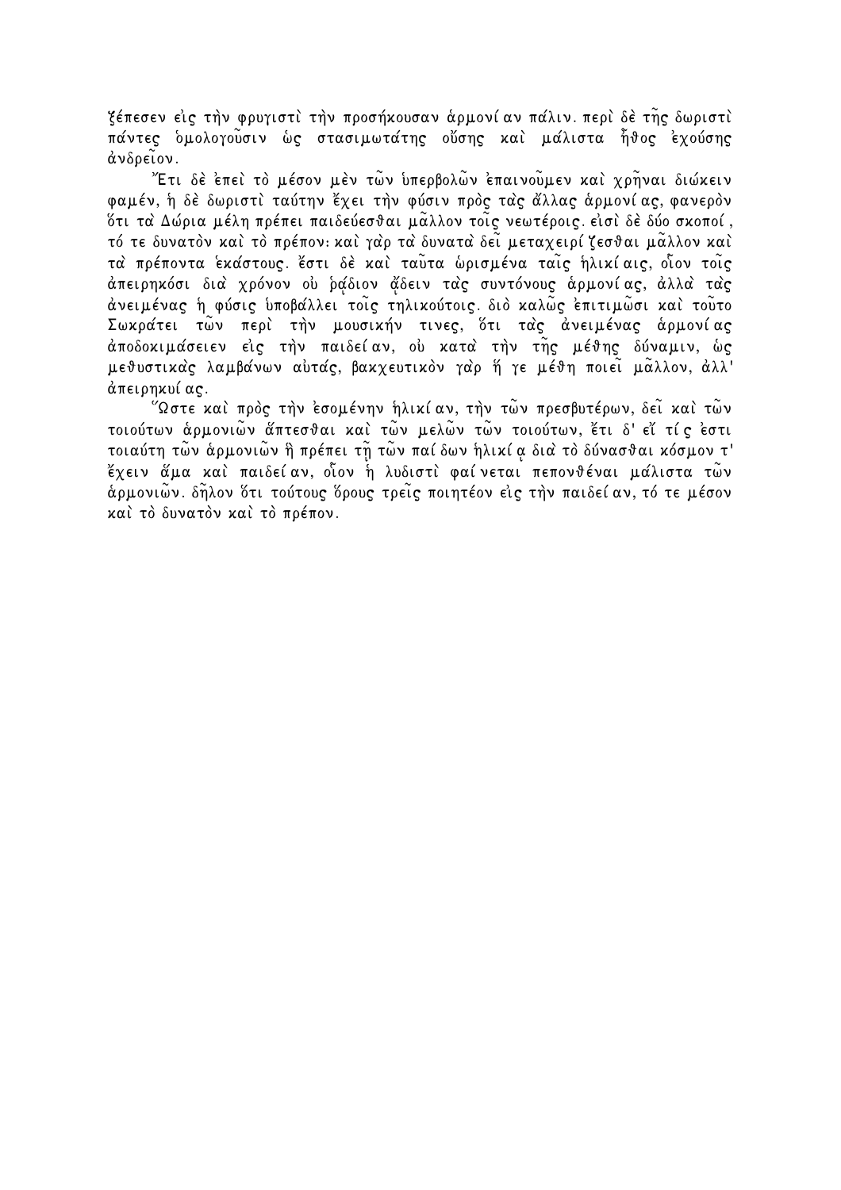ζέπεσεν εἰς τὴν φρυγιστὶ τὴν προσήκουσαν ἁρμονίαν πάλιν. περὶ δὲ τῆς δωριστὶ πάντες ὁμολογοῦσιν ὡς στασιμωτάτης οὔσης καὶ μάλιστα ἦθος ἐχούσης ἀνδρεῖον.

Ἔτι δὲ ἐπεὶ τὸ μέσον μὲν τῶν ὑπερβολῶν ἐπαινοῦμεν καὶ χρῆναι διώκειν φαμέν, ἡ δὲ δωριστὶ ταύτην ἔχει τὴν φύσιν πρὸς τὰς ἄλλας ἁρμονίας, φανερὸν ὅτι τὰ Δώρια μέλη πρέπει παιδεύεσθαι μᾶλλον τοῖς νεωτέροις. εἰσὶ δὲ δύο σκοποί, τό τε δυνατὸν καὶ τὸ πρέπον: καὶ γὰρ τὰ δυνατὰ δεῖ μεταχειρίζεσθαι μᾶλλον καὶ τὰ πρέποντα ἑκάστους. ἔστι δὲ καὶ ταῦτα ὡρισμένα ταῖς ἡλικίαις, οἷον τοῖς ἀπειρηκόσι διὰ χρόνον οὐ ῥᾴδιον ᾄδειν τὰς συντόνους ἁρμονίας, ἀλλὰ τὰς ἀνειμένας ἡ φύσις ὑποβάλλει τοῖς τηλικούτοις. διὸ καλῶς ἐπιτιμῶσι καὶ τοῦτο Σωκράτει τῶν περὶ τὴν μουσικήν τινες, ὅτι τὰς ἀνειμένας ἁρμονίας ἀποδοκιμάσειεν εἰς τὴν παιδείαν, οὐ κατὰ τὴν τῆς μέθης δύναμιν, ὡς μεθυστικὰς λαμβάνων αὐτάς, βακχευτικὸν γὰρ ἥ γε μέθη ποιεῖ μᾶλλον, ἀλλ' ἀπειρηκυίας.

Ὥστε καὶ πρὸς τὴν ἐσομένην ἡλικίαν, τὴν τῶν πρεσβυτέρων, δεῖ καὶ τῶν τοιούτων ἁρμονιῶν ἅπτεσθαι καὶ τῶν μελῶν τῶν τοιούτων, ἔτι δ' εἴ τίς ἐστι τοιαύτη τῶν ἁρμονιῶν ἣ πρέπει τῇ τῶν παίδων ἡλικίᾳ διὰ τὸ δύνασθαι κόσμον τ' ἔχειν ἅμα καὶ παιδείαν, οἷον ἡ λυδιστὶ φαίνεται πεπονθέναι μάλιστα τῶν ἁρμονιῶν. δῆλον ὅτι τούτους ὅρους τρεῖς ποιητέον εἰς τὴν παιδείαν, τό τε μέσον καὶ τὸ δυνατὸν καὶ τὸ πρέπον.